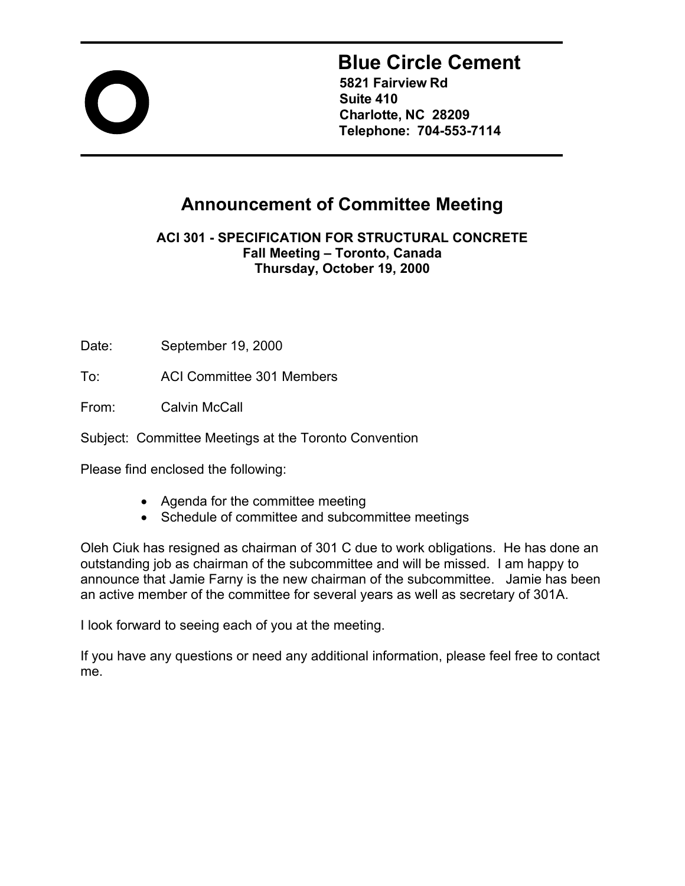# Blue Circle Cement

**5821 Fairview Rd**
**Suite 410**
**Charlotte, NC 28209**
**Telephone: 704-553-7114**

## Announcement of Committee Meeting

**ACI 301 - SPECIFICATION FOR STRUCTURAL CONCRETE**
**Fall Meeting – Toronto, Canada**
**Thursday, October 19, 2000**

Date: September 19, 2000

To: ACI Committee 301 Members

From: Calvin McCall

Subject: Committee Meetings at the Toronto Convention

Please find enclosed the following:

- Agenda for the committee meeting
- Schedule of committee and subcommittee meetings

Oleh Ciuk has resigned as chairman of 301 C due to work obligations. He has done an outstanding job as chairman of the subcommittee and will be missed. I am happy to announce that Jamie Farny is the new chairman of the subcommittee. Jamie has been an active member of the committee for several years as well as secretary of 301A.

I look forward to seeing each of you at the meeting.

If you have any questions or need any additional information, please feel free to contact me.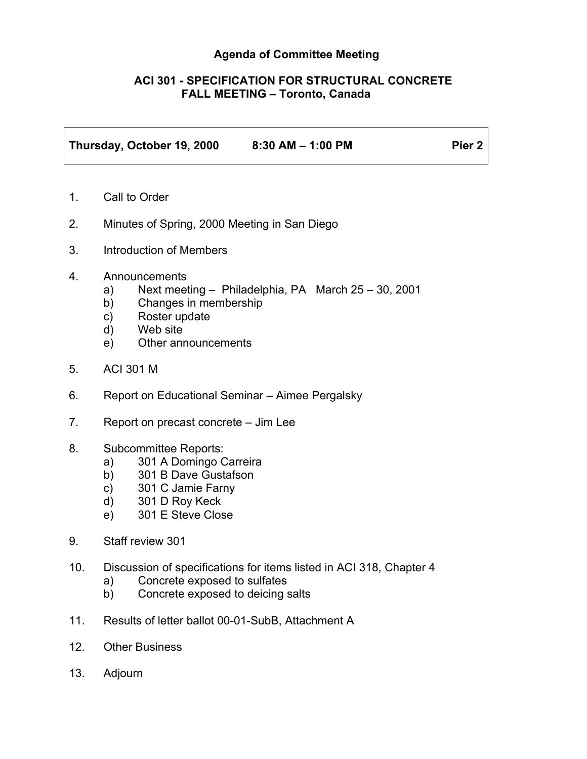# Agenda of Committee Meeting

## ACI 301 - SPECIFICATION FOR STRUCTURAL CONCRETE
## FALL MEETING – Toronto, Canada

| **Thursday, October 19, 2000** | **8:30 AM – 1:00 PM** | **Pier 2** |
|---|---|---|

1. Call to Order
2. Minutes of Spring, 2000 Meeting in San Diego
3. Introduction of Members
4. Announcements
   - a) Next meeting – Philadelphia, PA March 25 – 30, 2001
   - b) Changes in membership
   - c) Roster update
   - d) Web site
   - e) Other announcements
5. ACI 301 M
6. Report on Educational Seminar – Aimee Pergalsky
7. Report on precast concrete – Jim Lee
8. Subcommittee Reports:
   - a) 301 A Domingo Carreira
   - b) 301 B Dave Gustafson
   - c) 301 C Jamie Farny
   - d) 301 D Roy Keck
   - e) 301 E Steve Close
9. Staff review 301
10. Discussion of specifications for items listed in ACI 318, Chapter 4
    - a) Concrete exposed to sulfates
    - b) Concrete exposed to deicing salts
11. Results of letter ballot 00-01-SubB, Attachment A
12. Other Business
13. Adjourn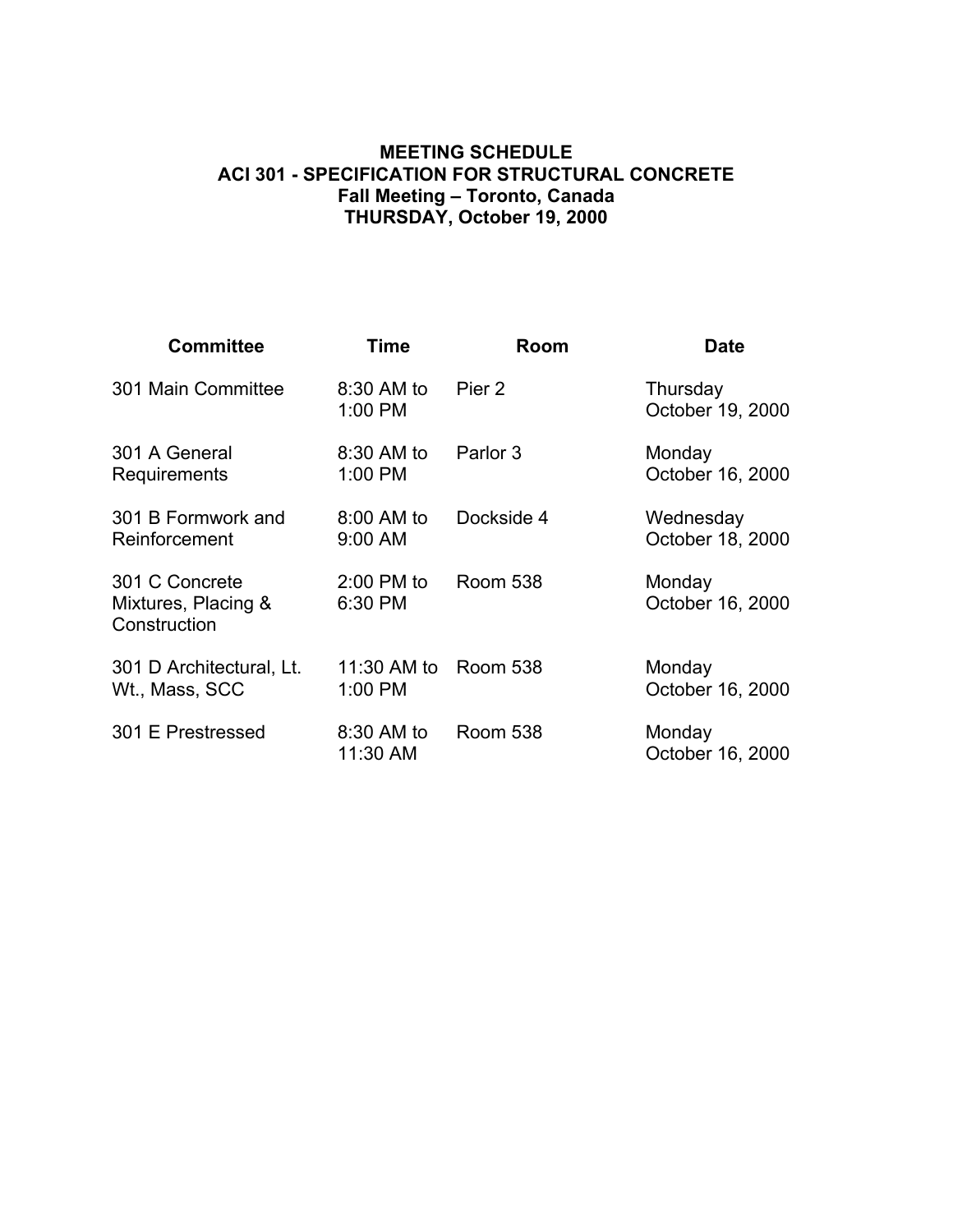**MEETING SCHEDULE**
**ACI 301 - SPECIFICATION FOR STRUCTURAL CONCRETE**
**Fall Meeting – Toronto, Canada**
**THURSDAY, October 19, 2000**

| Committee | Time | Room | Date |
|---|---|---|---|
| 301 Main Committee | 8:30 AM to 1:00 PM | Pier 2 | Thursday October 19, 2000 |
| 301 A General Requirements | 8:30 AM to 1:00 PM | Parlor 3 | Monday October 16, 2000 |
| 301 B Formwork and Reinforcement | 8:00 AM to 9:00 AM | Dockside 4 | Wednesday October 18, 2000 |
| 301 C Concrete Mixtures, Placing & Construction | 2:00 PM to 6:30 PM | Room 538 | Monday October 16, 2000 |
| 301 D Architectural, Lt. Wt., Mass, SCC | 11:30 AM to 1:00 PM | Room 538 | Monday October 16, 2000 |
| 301 E Prestressed | 8:30 AM to 11:30 AM | Room 538 | Monday October 16, 2000 |